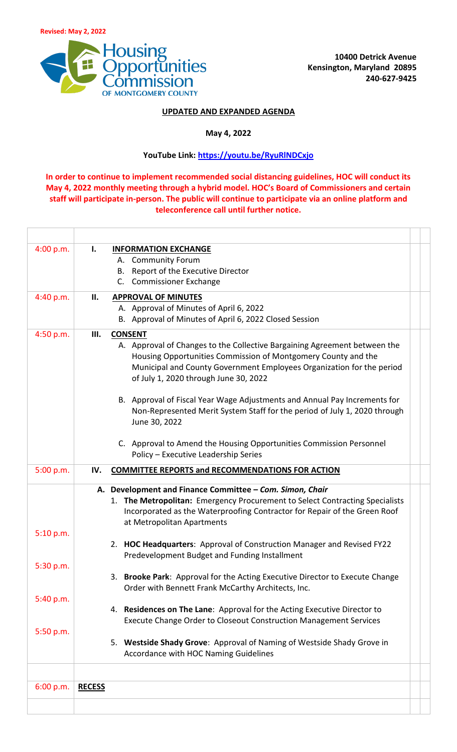**Revised: May 2, 2022**

Housing Opportunities Commission OF MONTGOMERY COUNTY

**10400 Detrick Avenue**
**Kensington, Maryland 20895**
**240-627-9425**

**UPDATED AND EXPANDED AGENDA**

**May 4, 2022**

**YouTube Link: https://youtu.be/RyuRlNDCxjo**

**In order to continue to implement recommended social distancing guidelines, HOC will conduct its May 4, 2022 monthly meeting through a hybrid model. HOC's Board of Commissioners and certain staff will participate in-person. The public will continue to participate via an online platform and teleconference call until further notice.**

| Time | Agenda Item |
|---|---|
| 4:00 p.m. | **I. INFORMATION EXCHANGE**<br>A. Community Forum<br>B. Report of the Executive Director<br>C. Commissioner Exchange |
| 4:40 p.m. | **II. APPROVAL OF MINUTES**<br>A. Approval of Minutes of April 6, 2022<br>B. Approval of Minutes of April 6, 2022 Closed Session |
| 4:50 p.m. | **III. CONSENT**<br>A. Approval of Changes to the Collective Bargaining Agreement between the Housing Opportunities Commission of Montgomery County and the Municipal and County Government Employees Organization for the period of July 1, 2020 through June 30, 2022<br>B. Approval of Fiscal Year Wage Adjustments and Annual Pay Increments for Non-Represented Merit System Staff for the period of July 1, 2020 through June 30, 2022<br>C. Approval to Amend the Housing Opportunities Commission Personnel Policy – Executive Leadership Series |
| 5:00 p.m. | **IV. COMMITTEE REPORTS and RECOMMENDATIONS FOR ACTION** |
| | **A. Development and Finance Committee – *Com. Simon, Chair***<br>1. **The Metropolitan:** Emergency Procurement to Select Contracting Specialists Incorporated as the Waterproofing Contractor for Repair of the Green Roof at Metropolitan Apartments |
| 5:10 p.m. | 2. **HOC Headquarters**: Approval of Construction Manager and Revised FY22 Predevelopment Budget and Funding Installment |
| 5:30 p.m. | 3. **Brooke Park**: Approval for the Acting Executive Director to Execute Change Order with Bennett Frank McCarthy Architects, Inc. |
| 5:40 p.m. | 4. **Residences on The Lane**: Approval for the Acting Executive Director to Execute Change Order to Closeout Construction Management Services |
| 5:50 p.m. | 5. **Westside Shady Grove**: Approval of Naming of Westside Shady Grove in Accordance with HOC Naming Guidelines |
| 6:00 p.m. | **RECESS** |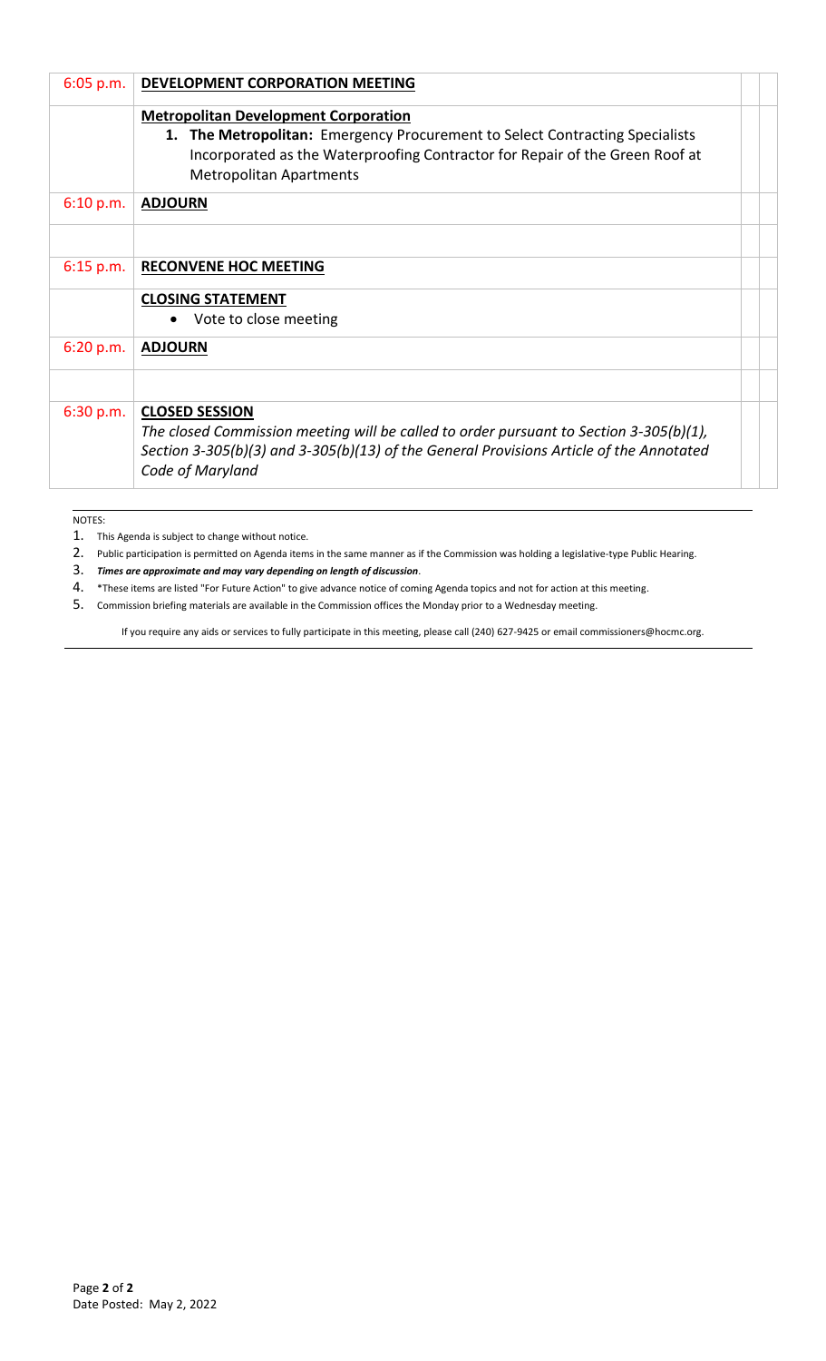| | | | |
|---|---|---|---|
| 6:05 p.m. | **DEVELOPMENT CORPORATION MEETING** | | |
| | **Metropolitan Development Corporation**<br>1. **The Metropolitan:** Emergency Procurement to Select Contracting Specialists Incorporated as the Waterproofing Contractor for Repair of the Green Roof at Metropolitan Apartments | | |
| 6:10 p.m. | **ADJOURN** | | |
| | | | |
| 6:15 p.m. | **RECONVENE HOC MEETING** | | |
| | **CLOSING STATEMENT**<br>• Vote to close meeting | | |
| 6:20 p.m. | **ADJOURN** | | |
| | | | |
| 6:30 p.m. | **CLOSED SESSION**<br>*The closed Commission meeting will be called to order pursuant to Section 3-305(b)(1), Section 3-305(b)(3) and 3-305(b)(13) of the General Provisions Article of the Annotated Code of Maryland* | | |

NOTES:

1. This Agenda is subject to change without notice.
2. Public participation is permitted on Agenda items in the same manner as if the Commission was holding a legislative-type Public Hearing.
3. ***Times are approximate and may vary depending on length of discussion***.
4. *These items are listed "For Future Action" to give advance notice of coming Agenda topics and not for action at this meeting.
5. Commission briefing materials are available in the Commission offices the Monday prior to a Wednesday meeting.

If you require any aids or services to fully participate in this meeting, please call (240) 627-9425 or email commissioners@hocmc.org.

Date Posted: May 2, 2022